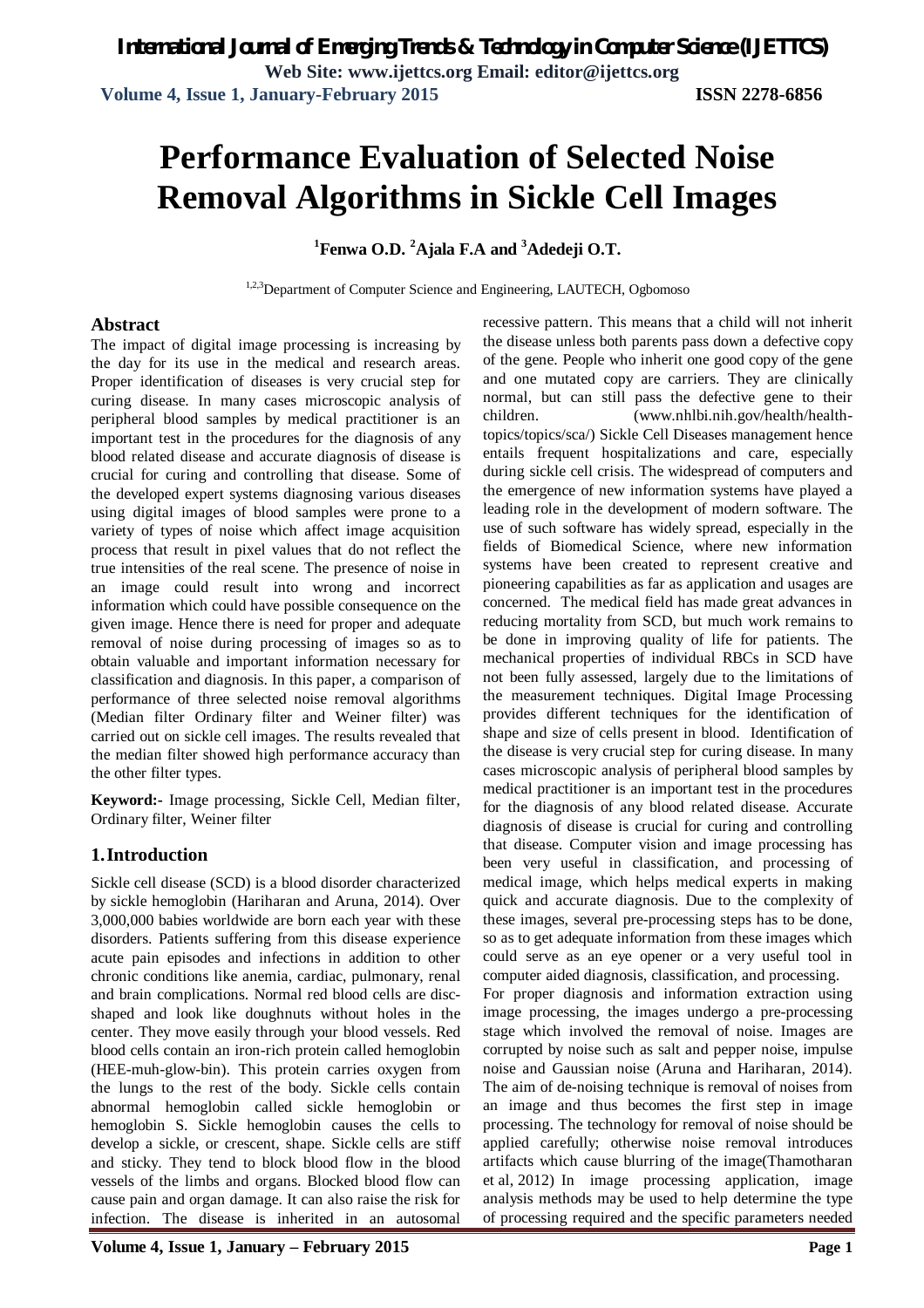# Performance Evaluation of Selected Noise Removal Algorithms in Sickle Cell Images

**[1]Fenwa O.D. [2]Ajala F.A and [3]Adedeji O.T.**

[1,2,3]Department of Computer Science and Engineering, LAUTECH, Ogbomoso

## Abstract

The impact of digital image processing is increasing by the day for its use in the medical and research areas. Proper identification of diseases is very crucial step for curing disease. In many cases microscopic analysis of peripheral blood samples by medical practitioner is an important test in the procedures for the diagnosis of any blood related disease and accurate diagnosis of disease is crucial for curing and controlling that disease. Some of the developed expert systems diagnosing various diseases using digital images of blood samples were prone to a variety of types of noise which affect image acquisition process that result in pixel values that do not reflect the true intensities of the real scene. The presence of noise in an image could result into wrong and incorrect information which could have possible consequence on the given image. Hence there is need for proper and adequate removal of noise during processing of images so as to obtain valuable and important information necessary for classification and diagnosis. In this paper, a comparison of performance of three selected noise removal algorithms (Median filter Ordinary filter and Weiner filter) was carried out on sickle cell images. The results revealed that the median filter showed high performance accuracy than the other filter types.

**Keyword:-** Image processing, Sickle Cell, Median filter, Ordinary filter, Weiner filter

## 1. Introduction

Sickle cell disease (SCD) is a blood disorder characterized by sickle hemoglobin (Hariharan and Aruna, 2014). Over 3,000,000 babies worldwide are born each year with these disorders. Patients suffering from this disease experience acute pain episodes and infections in addition to other chronic conditions like anemia, cardiac, pulmonary, renal and brain complications. Normal red blood cells are disc-shaped and look like doughnuts without holes in the center. They move easily through your blood vessels. Red blood cells contain an iron-rich protein called hemoglobin (HEE-muh-glow-bin). This protein carries oxygen from the lungs to the rest of the body. Sickle cells contain abnormal hemoglobin called sickle hemoglobin or hemoglobin S. Sickle hemoglobin causes the cells to develop a sickle, or crescent, shape. Sickle cells are stiff and sticky. They tend to block blood flow in the blood vessels of the limbs and organs. Blocked blood flow can cause pain and organ damage. It can also raise the risk for infection. The disease is inherited in an autosomal recessive pattern. This means that a child will not inherit the disease unless both parents pass down a defective copy of the gene. People who inherit one good copy of the gene and one mutated copy are carriers. They are clinically normal, but can still pass the defective gene to their children. (www.nhlbi.nih.gov/health/health-topics/topics/sca/) Sickle Cell Diseases management hence entails frequent hospitalizations and care, especially during sickle cell crisis. The widespread of computers and the emergence of new information systems have played a leading role in the development of modern software. The use of such software has widely spread, especially in the fields of Biomedical Science, where new information systems have been created to represent creative and pioneering capabilities as far as application and usages are concerned. The medical field has made great advances in reducing mortality from SCD, but much work remains to be done in improving quality of life for patients. The mechanical properties of individual RBCs in SCD have not been fully assessed, largely due to the limitations of the measurement techniques. Digital Image Processing provides different techniques for the identification of shape and size of cells present in blood. Identification of the disease is very crucial step for curing disease. In many cases microscopic analysis of peripheral blood samples by medical practitioner is an important test in the procedures for the diagnosis of any blood related disease. Accurate diagnosis of disease is crucial for curing and controlling that disease. Computer vision and image processing has been very useful in classification, and processing of medical image, which helps medical experts in making quick and accurate diagnosis. Due to the complexity of these images, several pre-processing steps has to be done, so as to get adequate information from these images which could serve as an eye opener or a very useful tool in computer aided diagnosis, classification, and processing.

For proper diagnosis and information extraction using image processing, the images undergo a pre-processing stage which involved the removal of noise. Images are corrupted by noise such as salt and pepper noise, impulse noise and Gaussian noise (Aruna and Hariharan, 2014). The aim of de-noising technique is removal of noises from an image and thus becomes the first step in image processing. The technology for removal of noise should be applied carefully; otherwise noise removal introduces artifacts which cause blurring of the image(Thamotharan et al, 2012) In image processing application, image analysis methods may be used to help determine the type of processing required and the specific parameters needed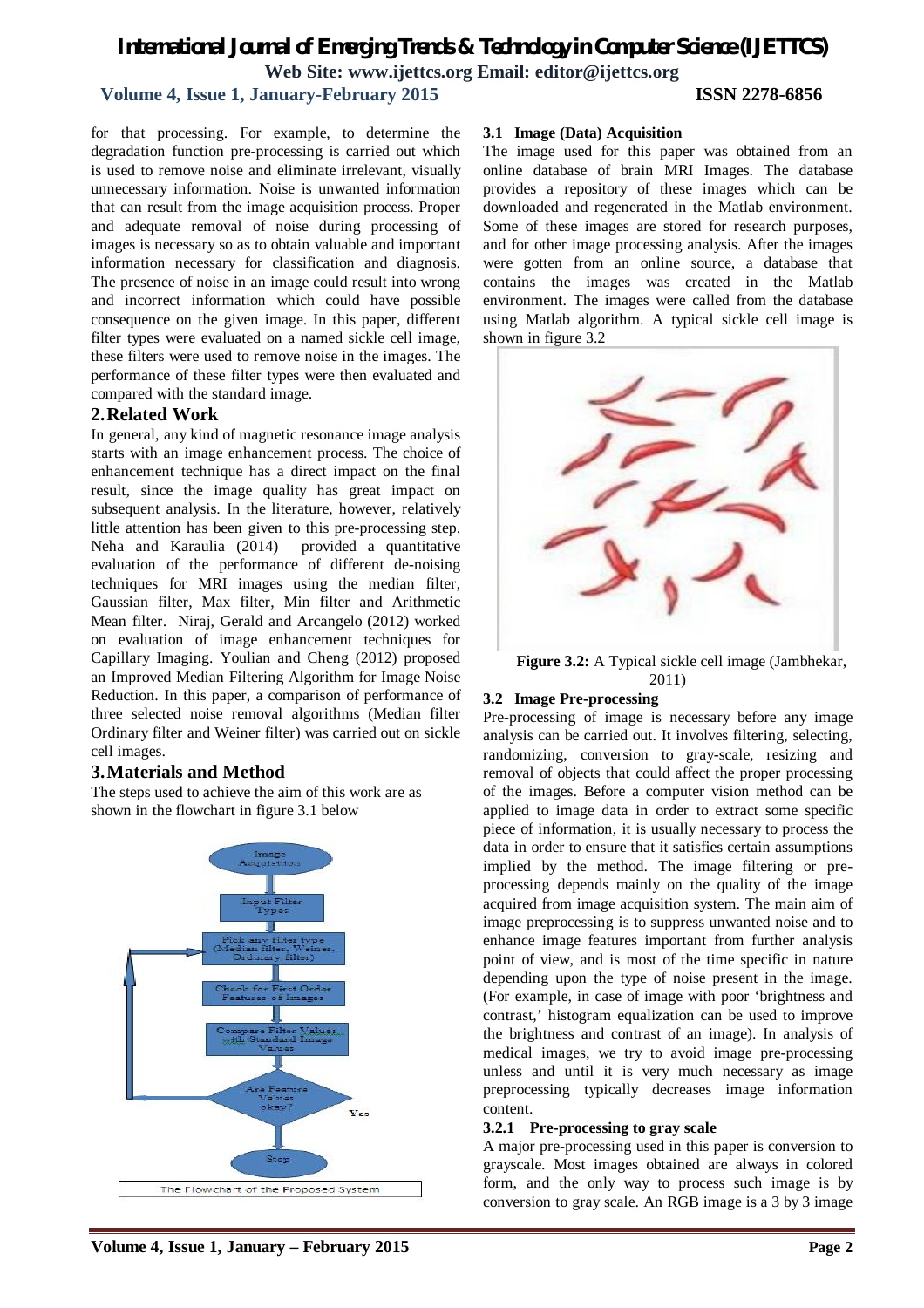for that processing. For example, to determine the degradation function pre-processing is carried out which is used to remove noise and eliminate irrelevant, visually unnecessary information. Noise is unwanted information that can result from the image acquisition process. Proper and adequate removal of noise during processing of images is necessary so as to obtain valuable and important information necessary for classification and diagnosis. The presence of noise in an image could result into wrong and incorrect information which could have possible consequence on the given image. In this paper, different filter types were evaluated on a named sickle cell image, these filters were used to remove noise in the images. The performance of these filter types were then evaluated and compared with the standard image.

## 2. Related Work

In general, any kind of magnetic resonance image analysis starts with an image enhancement process. The choice of enhancement technique has a direct impact on the final result, since the image quality has great impact on subsequent analysis. In the literature, however, relatively little attention has been given to this pre-processing step. Neha and Karaulia (2014) provided a quantitative evaluation of the performance of different de-noising techniques for MRI images using the median filter, Gaussian filter, Max filter, Min filter and Arithmetic Mean filter. Niraj, Gerald and Arcangelo (2012) worked on evaluation of image enhancement techniques for Capillary Imaging. Youlian and Cheng (2012) proposed an Improved Median Filtering Algorithm for Image Noise Reduction. In this paper, a comparison of performance of three selected noise removal algorithms (Median filter Ordinary filter and Weiner filter) was carried out on sickle cell images.

## 3. Materials and Method

The steps used to achieve the aim of this work are as shown in the flowchart in figure 3.1 below

The Flowchart of the Proposed System

### 3.1 Image (Data) Acquisition

The image used for this paper was obtained from an online database of brain MRI Images. The database provides a repository of these images which can be downloaded and regenerated in the Matlab environment. Some of these images are stored for research purposes, and for other image processing analysis. After the images were gotten from an online source, a database that contains the images was created in the Matlab environment. The images were called from the database using Matlab algorithm. A typical sickle cell image is shown in figure 3.2

**Figure 3.2:** A Typical sickle cell image (Jambhekar, 2011)

### 3.2 Image Pre-processing

Pre-processing of image is necessary before any image analysis can be carried out. It involves filtering, selecting, randomizing, conversion to gray-scale, resizing and removal of objects that could affect the proper processing of the images. Before a computer vision method can be applied to image data in order to extract some specific piece of information, it is usually necessary to process the data in order to ensure that it satisfies certain assumptions implied by the method. The image filtering or pre-processing depends mainly on the quality of the image acquired from image acquisition system. The main aim of image preprocessing is to suppress unwanted noise and to enhance image features important from further analysis point of view, and is most of the time specific in nature depending upon the type of noise present in the image. (For example, in case of image with poor 'brightness and contrast,' histogram equalization can be used to improve the brightness and contrast of an image). In analysis of medical images, we try to avoid image pre-processing unless and until it is very much necessary as image preprocessing typically decreases image information content.

#### 3.2.1 Pre-processing to gray scale

A major pre-processing used in this paper is conversion to grayscale. Most images obtained are always in colored form, and the only way to process such image is by conversion to gray scale. An RGB image is a 3 by 3 image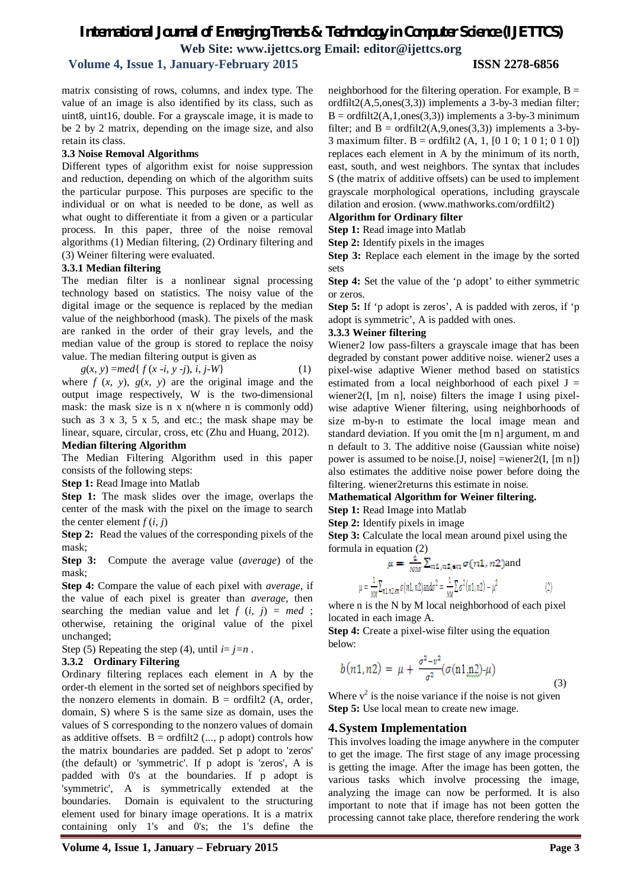matrix consisting of rows, columns, and index type. The value of an image is also identified by its class, such as uint8, uint16, double. For a grayscale image, it is made to be 2 by 2 matrix, depending on the image size, and also retain its class.

### 3.3 Noise Removal Algorithms

Different types of algorithm exist for noise suppression and reduction, depending on which of the algorithm suits the particular purpose. This purposes are specific to the individual or on what is needed to be done, as well as what ought to differentiate it from a given or a particular process. In this paper, three of the noise removal algorithms (1) Median filtering, (2) Ordinary filtering and (3) Weiner filtering were evaluated.

#### 3.3.1 Median filtering

The median filter is a nonlinear signal processing technology based on statistics. The noisy value of the digital image or the sequence is replaced by the median value of the neighborhood (mask). The pixels of the mask are ranked in the order of their gray levels, and the median value of the group is stored to replace the noisy value. The median filtering output is given as

$$g(x, y) = med\{ f (x - i, y - j), i, j - W\} \quad (1)$$

where $f(x, y)$, $g(x, y)$ are the original image and the output image respectively, W is the two-dimensional mask: the mask size is n x n(where n is commonly odd) such as 3 x 3, 5 x 5, and etc.; the mask shape may be linear, square, circular, cross, etc (Zhu and Huang, 2012).

**Median filtering Algorithm**

The Median Filtering Algorithm used in this paper consists of the following steps:

**Step 1:** Read Image into Matlab

**Step 1:** The mask slides over the image, overlaps the center of the mask with the pixel on the image to search the center element $f(i, j)$

**Step 2:** Read the values of the corresponding pixels of the mask;

**Step 3:** Compute the average value (*average*) of the mask;

**Step 4:** Compare the value of each pixel with *average*, if the value of each pixel is greater than *average*, then searching the median value and let $f(i, j) = med$ ; otherwise, retaining the original value of the pixel unchanged;

Step (5) Repeating the step (4), until $i = j = n$ .

#### 3.3.2 Ordinary Filtering

Ordinary filtering replaces each element in A by the order-th element in the sorted set of neighbors specified by the nonzero elements in domain. B = ordfilt2 (A, order, domain, S) where S is the same size as domain, uses the values of S corresponding to the nonzero values of domain as additive offsets. B = ordfilt2 (..., p adopt) controls how the matrix boundaries are padded. Set p adopt to 'zeros' (the default) or 'symmetric'. If p adopt is 'zeros', A is padded with 0's at the boundaries. If p adopt is 'symmetric', A is symmetrically extended at the boundaries. Domain is equivalent to the structuring element used for binary image operations. It is a matrix containing only 1's and 0's; the 1's define the neighborhood for the filtering operation. For example, B = ordfilt2(A,5,ones(3,3)) implements a 3-by-3 median filter; B = ordfilt2(A,1,ones(3,3)) implements a 3-by-3 minimum filter; and B = ordfilt2(A,9,ones(3,3)) implements a 3-by-3 maximum filter. B = ordfilt2 (A, 1, [0 1 0; 1 0 1; 0 1 0]) replaces each element in A by the minimum of its north, east, south, and west neighbors. The syntax that includes S (the matrix of additive offsets) can be used to implement grayscale morphological operations, including grayscale dilation and erosion. (www.mathworks.com/ordfilt2)

**Algorithm for Ordinary filter**

**Step 1:** Read image into Matlab

**Step 2:** Identify pixels in the images

**Step 3:** Replace each element in the image by the sorted sets

**Step 4:** Set the value of the 'p adopt' to either symmetric or zeros.

**Step 5:** If 'p adopt is zeros', A is padded with zeros, if 'p adopt is symmetric', A is padded with ones.

#### 3.3.3 Weiner filtering

Wiener2 low pass-filters a grayscale image that has been degraded by constant power additive noise. wiener2 uses a pixel-wise adaptive Wiener method based on statistics estimated from a local neighborhood of each pixel J = wiener2(I, [m n], noise) filters the image I using pixel-wise adaptive Wiener filtering, using neighborhoods of size m-by-n to estimate the local image mean and standard deviation. If you omit the [m n] argument, m and n default to 3. The additive noise (Gaussian white noise) power is assumed to be noise.[J, noise] =wiener2(I, [m n]) also estimates the additive noise power before doing the filtering. wiener2returns this estimate in noise.

**Mathematical Algorithm for Weiner filtering.**

**Step 1:** Read Image into Matlab

**Step 2:** Identify pixels in image

**Step 3:** Calculate the local mean around pixel using the formula in equation (2)

$$\mu = \frac{1}{NM}\sum_{n1,n2,\in n}\sigma(n1, n2) \text{and}$$

$$\mu = \frac{1}{NM}\sum_{n1,n2,\in n}\sigma(n1, n2) \text{and} \sigma^2 = \frac{1}{NM}\sum\sigma^2(n1,n2) - \mu^2 \quad (2)$$

where n is the N by M local neighborhood of each pixel located in each image A.

**Step 4:** Create a pixel-wise filter using the equation below:

$$b(n1, n2) = \mu + \frac{\sigma^2 - v^2}{\sigma^2}(\sigma(n1,n2) - \mu) \quad (3)$$

Where $v^2$ is the noise variance if the noise is not given

**Step 5:** Use local mean to create new image.

## 4. System Implementation

This involves loading the image anywhere in the computer to get the image. The first stage of any image processing is getting the image. After the image has been gotten, the various tasks which involve processing the image, analyzing the image can now be performed. It is also important to note that if image has not been gotten the processing cannot take place, therefore rendering the work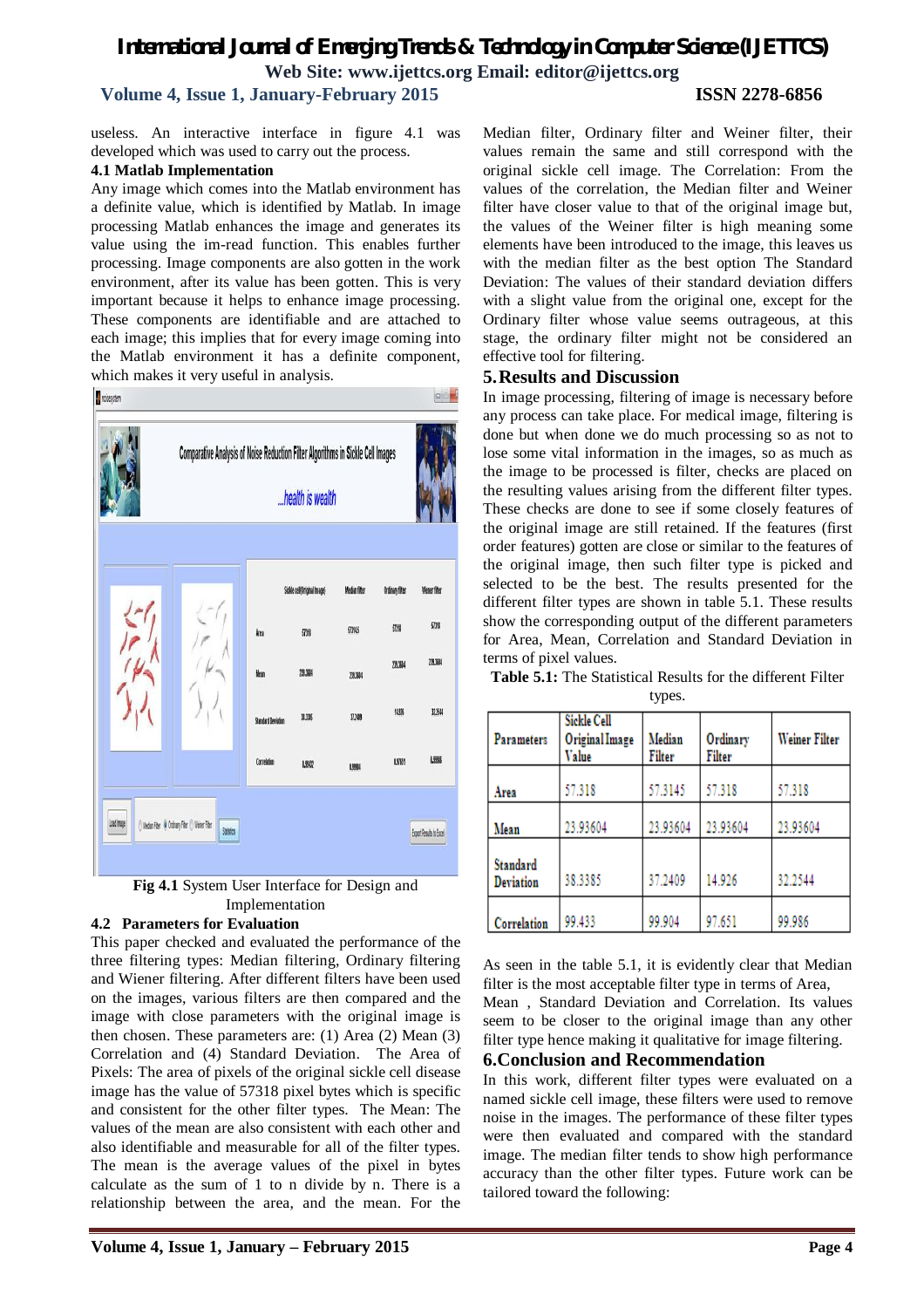useless. An interactive interface in figure 4.1 was developed which was used to carry out the process.

### 4.1 Matlab Implementation

Any image which comes into the Matlab environment has a definite value, which is identified by Matlab. In image processing Matlab enhances the image and generates its value using the im-read function. This enables further processing. Image components are also gotten in the work environment, after its value has been gotten. This is very important because it helps to enhance image processing. These components are identifiable and are attached to each image; this implies that for every image coming into the Matlab environment it has a definite component, which makes it very useful in analysis.

**Fig 4.1** System User Interface for Design and Implementation

### 4.2 Parameters for Evaluation

This paper checked and evaluated the performance of the three filtering types: Median filtering, Ordinary filtering and Wiener filtering. After different filters have been used on the images, various filters are then compared and the image with close parameters with the original image is then chosen. These parameters are: (1) Area (2) Mean (3) Correlation and (4) Standard Deviation. The Area of Pixels: The area of pixels of the original sickle cell disease image has the value of 57318 pixel bytes which is specific and consistent for the other filter types. The Mean: The values of the mean are also consistent with each other and also identifiable and measurable for all of the filter types. The mean is the average values of the pixel in bytes calculate as the sum of 1 to n divide by n. There is a relationship between the area, and the mean. For the Median filter, Ordinary filter and Weiner filter, their values remain the same and still correspond with the original sickle cell image. The Correlation: From the values of the correlation, the Median filter and Weiner filter have closer value to that of the original image but, the values of the Weiner filter is high meaning some elements have been introduced to the image, this leaves us with the median filter as the best option The Standard Deviation: The values of their standard deviation differs with a slight value from the original one, except for the Ordinary filter whose value seems outrageous, at this stage, the ordinary filter might not be considered an effective tool for filtering.

## 5. Results and Discussion

In image processing, filtering of image is necessary before any process can take place. For medical image, filtering is done but when done we do much processing so as not to lose some vital information in the images, so as much as the image to be processed is filter, checks are placed on the resulting values arising from the different filter types. These checks are done to see if some closely features of the original image are still retained. If the features (first order features) gotten are close or similar to the features of the original image, then such filter type is picked and selected to be the best. The results presented for the different filter types are shown in table 5.1. These results show the corresponding output of the different parameters for Area, Mean, Correlation and Standard Deviation in terms of pixel values.

**Table 5.1:** The Statistical Results for the different Filter types.

| Parameters | Sickle Cell Original Image Value | Median Filter | Ordinary Filter | Weiner Filter |
|---|---|---|---|---|
| Area | 57.318 | 57.3145 | 57.318 | 57.318 |
| Mean | 23.93604 | 23.93604 | 23.93604 | 23.93604 |
| Standard Deviation | 38.3385 | 37.2409 | 14.926 | 32.2544 |
| Correlation | 99.433 | 99.904 | 97.651 | 99.986 |

As seen in the table 5.1, it is evidently clear that Median filter is the most acceptable filter type in terms of Area, Mean , Standard Deviation and Correlation. Its values seem to be closer to the original image than any other filter type hence making it qualitative for image filtering.

## 6. Conclusion and Recommendation

In this work, different filter types were evaluated on a named sickle cell image, these filters were used to remove noise in the images. The performance of these filter types were then evaluated and compared with the standard image. The median filter tends to show high performance accuracy than the other filter types. Future work can be tailored toward the following: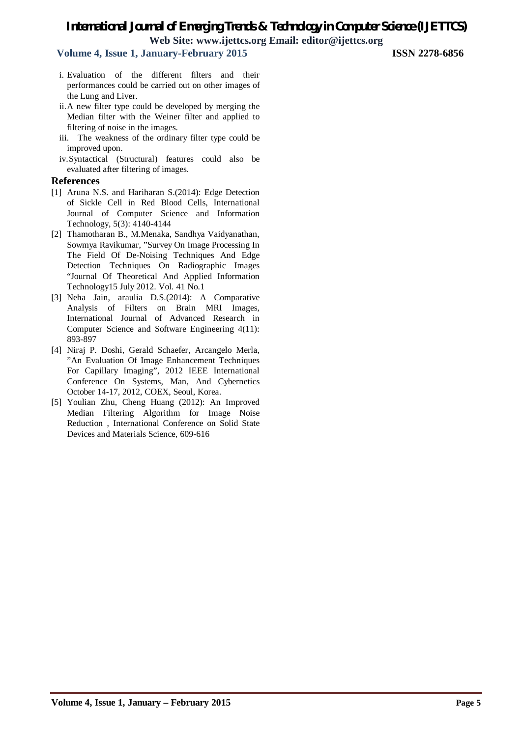i. Evaluation of the different filters and their performances could be carried out on other images of the Lung and Liver.
ii. A new filter type could be developed by merging the Median filter with the Weiner filter and applied to filtering of noise in the images.
iii. The weakness of the ordinary filter type could be improved upon.
iv. Syntactical (Structural) features could also be evaluated after filtering of images.

## References

[1] Aruna N.S. and Hariharan S.(2014): Edge Detection of Sickle Cell in Red Blood Cells, International Journal of Computer Science and Information Technology, 5(3): 4140-4144

[2] Thamotharan B., M.Menaka, Sandhya Vaidyanathan, Sowmya Ravikumar, "Survey On Image Processing In The Field Of De-Noising Techniques And Edge Detection Techniques On Radiographic Images "Journal Of Theoretical And Applied Information Technology15 July 2012. Vol. 41 No.1

[3] Neha Jain, araulia D.S.(2014): A Comparative Analysis of Filters on Brain MRI Images, International Journal of Advanced Research in Computer Science and Software Engineering 4(11): 893-897

[4] Niraj P. Doshi, Gerald Schaefer, Arcangelo Merla, "An Evaluation Of Image Enhancement Techniques For Capillary Imaging", 2012 IEEE International Conference On Systems, Man, And Cybernetics October 14-17, 2012, COEX, Seoul, Korea.

[5] Youlian Zhu, Cheng Huang (2012): An Improved Median Filtering Algorithm for Image Noise Reduction , International Conference on Solid State Devices and Materials Science, 609-616